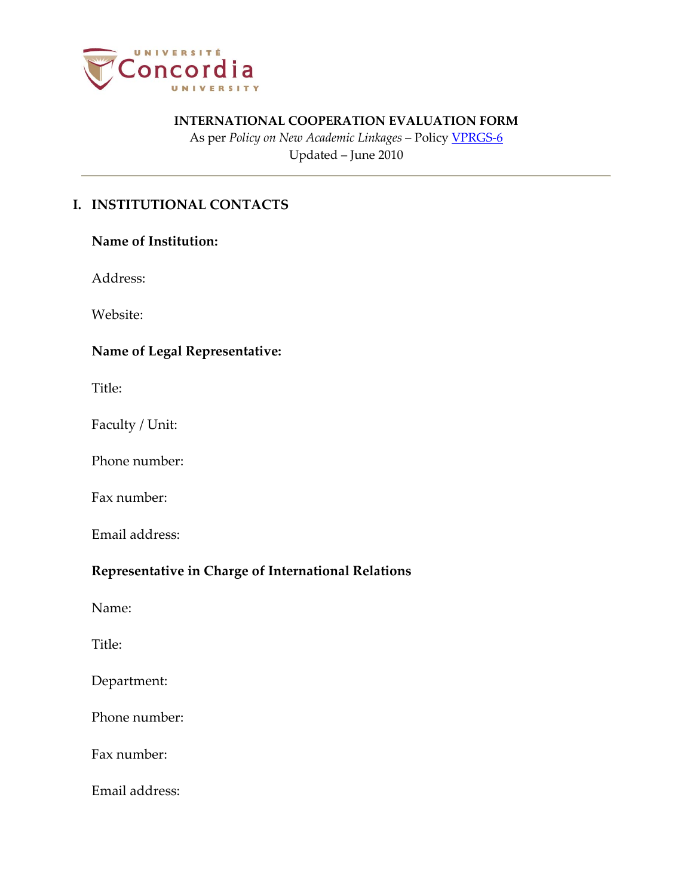**INTERNATIONAL COOPERATION EVALUATION FORM**

As per *Policy on New Academic Linkages* – Policy VPRGS-6

Updated – June 2010

---

## I. INSTITUTIONAL CONTACTS

**Name of Institution:**

Address:

Website:

**Name of Legal Representative:**

Title:

Faculty / Unit:

Phone number:

Fax number:

Email address:

**Representative in Charge of International Relations**

Name:

Title:

Department:

Phone number:

Fax number:

Email address: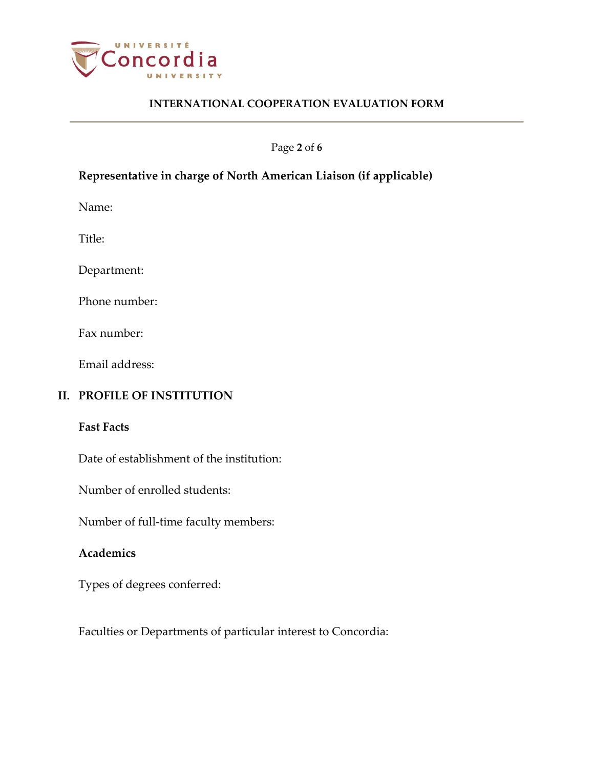**Representative in charge of North American Liaison (if applicable)**

Name:

Title:

Department:

Phone number:

Fax number:

Email address:

## II. PROFILE OF INSTITUTION

**Fast Facts**

Date of establishment of the institution:

Number of enrolled students:

Number of full-time faculty members:

**Academics**

Types of degrees conferred:

Faculties or Departments of particular interest to Concordia: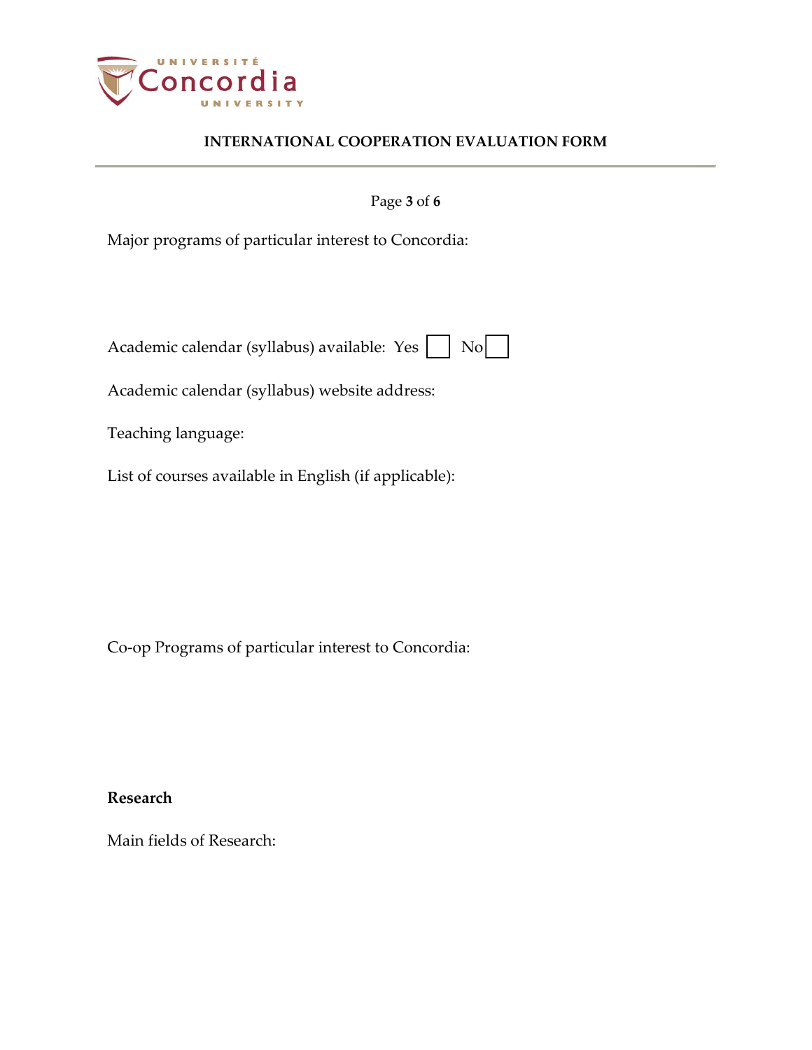# INTERNATIONAL COOPERATION EVALUATION FORM

Major programs of particular interest to Concordia:

Academic calendar (syllabus) available: Yes ☐ No ☐

Academic calendar (syllabus) website address:

Teaching language:

List of courses available in English (if applicable):

Co-op Programs of particular interest to Concordia:

**Research**

Main fields of Research: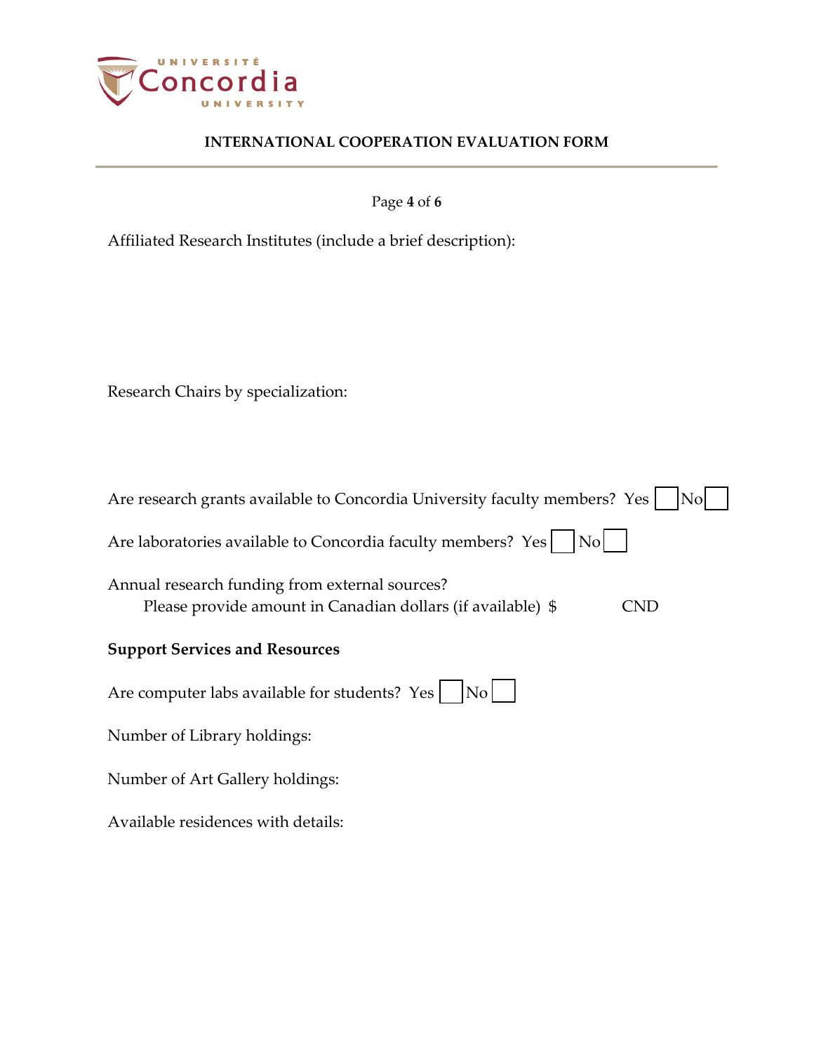Affiliated Research Institutes (include a brief description):

Research Chairs by specialization:

Are research grants available to Concordia University faculty members? Yes ☐ No ☐

Are laboratories available to Concordia faculty members? Yes ☐ No ☐

Annual research funding from external sources?

Please provide amount in Canadian dollars (if available) $ CND

**Support Services and Resources**

Are computer labs available for students? Yes ☐ No ☐

Number of Library holdings:

Number of Art Gallery holdings:

Available residences with details: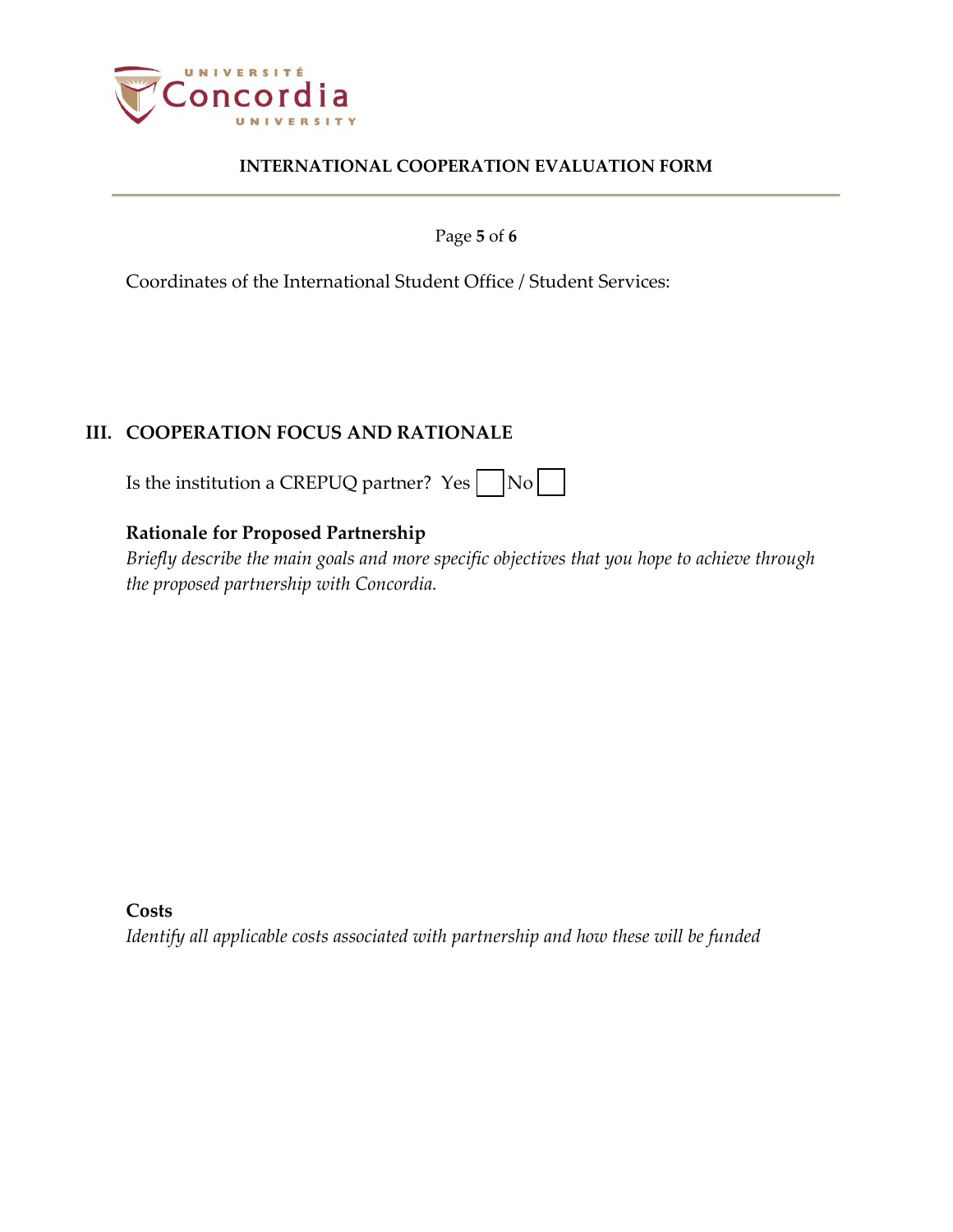Coordinates of the International Student Office / Student Services:

## III. COOPERATION FOCUS AND RATIONALE

Is the institution a CREPUQ partner? Yes ☐ No ☐

**Rationale for Proposed Partnership**

*Briefly describe the main goals and more specific objectives that you hope to achieve through the proposed partnership with Concordia.*

**Costs**

*Identify all applicable costs associated with partnership and how these will be funded*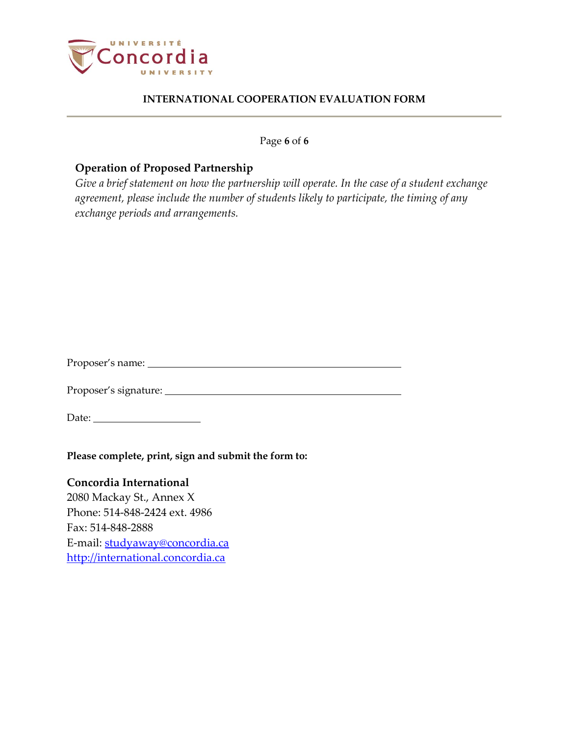### Operation of Proposed Partnership

*Give a brief statement on how the partnership will operate. In the case of a student exchange agreement, please include the number of students likely to participate, the timing of any exchange periods and arrangements.*

Proposer's name: ____________________________________________

Proposer's signature: ________________________________________

Date: ____________________

**Please complete, print, sign and submit the form to:**

**Concordia International**
2080 Mackay St., Annex X
Phone: 514-848-2424 ext. 4986
Fax: 514-848-2888
E-mail: studyaway@concordia.ca
http://international.concordia.ca